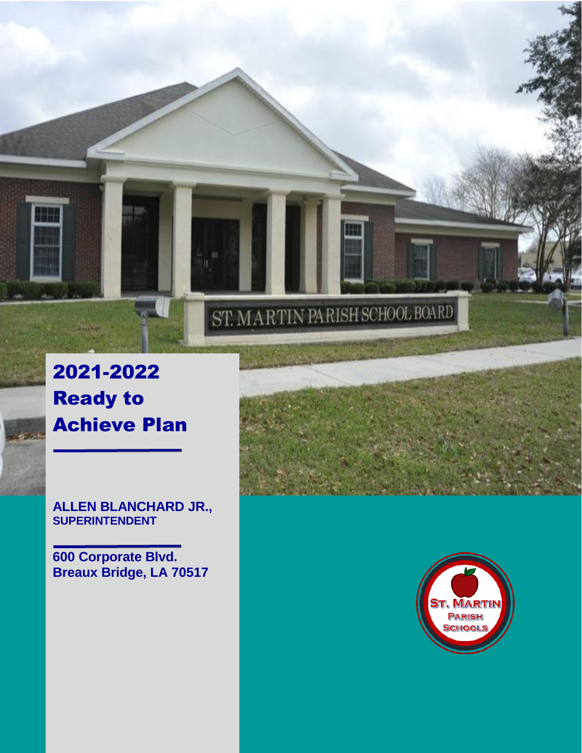# 2021-2022 Ready to Achieve Plan

**ALLEN BLANCHARD JR., SUPERINTENDENT**

**600 Corporate Blvd.
Breaux Bridge, LA 70517**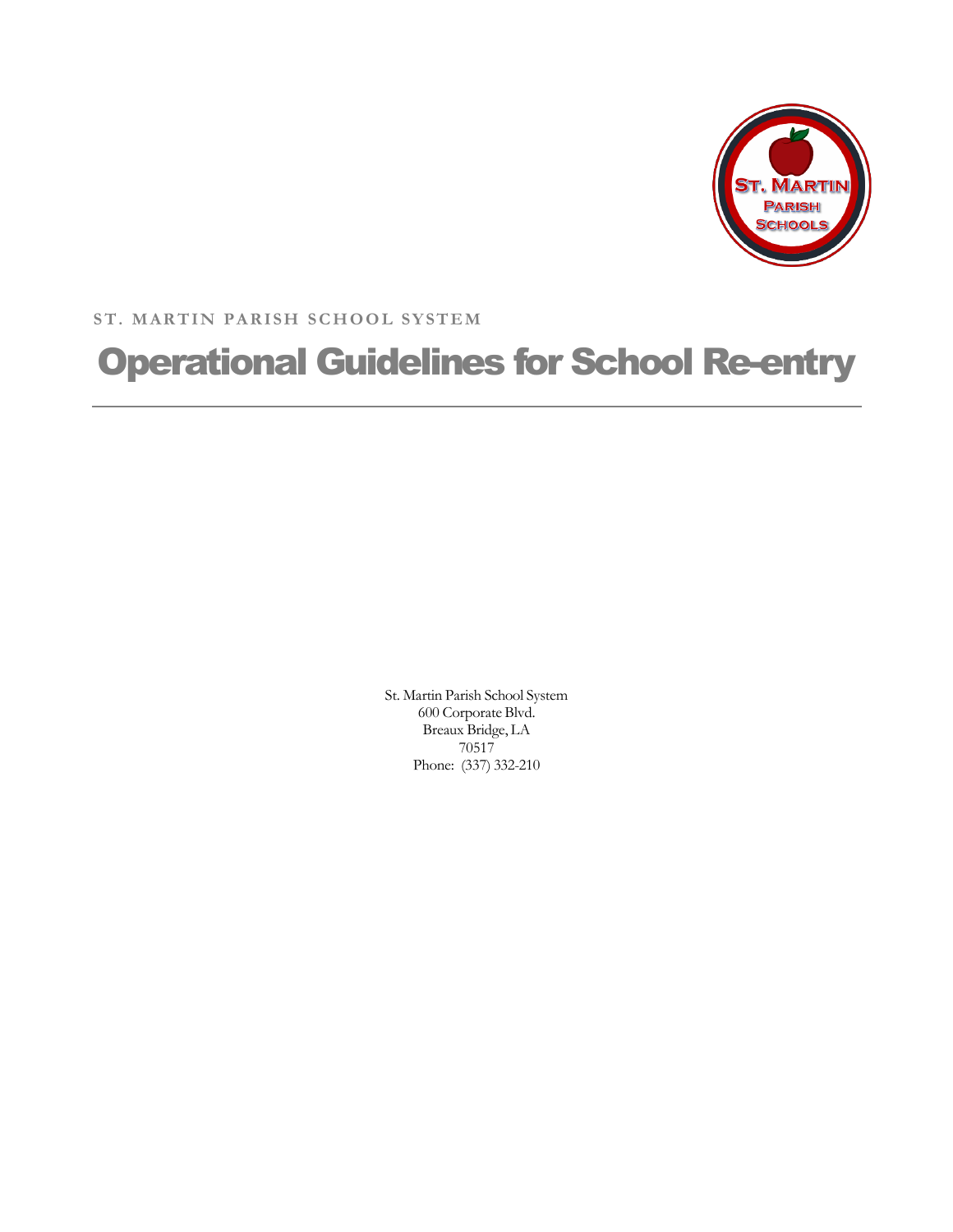ST. MARTIN PARISH SCHOOL SYSTEM

# Operational Guidelines for School Re-entry

---

St. Martin Parish School System
600 Corporate Blvd.
Breaux Bridge, LA
70517
Phone: (337) 332-210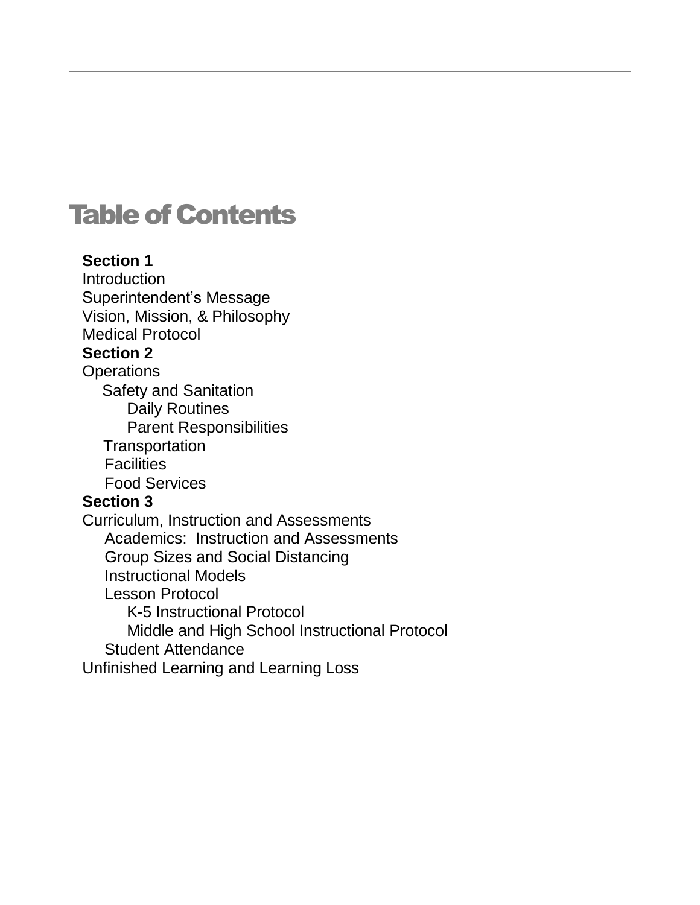# Table of Contents

**Section 1**

Introduction

Superintendent’s Message

Vision, Mission, & Philosophy

Medical Protocol

**Section 2**

Operations

- Safety and Sanitation
  - Daily Routines
  - Parent Responsibilities
- Transportation
- Facilities
- Food Services

**Section 3**

Curriculum, Instruction and Assessments

- Academics: Instruction and Assessments
- Group Sizes and Social Distancing
- Instructional Models
- Lesson Protocol
  - K-5 Instructional Protocol
  - Middle and High School Instructional Protocol
- Student Attendance

Unfinished Learning and Learning Loss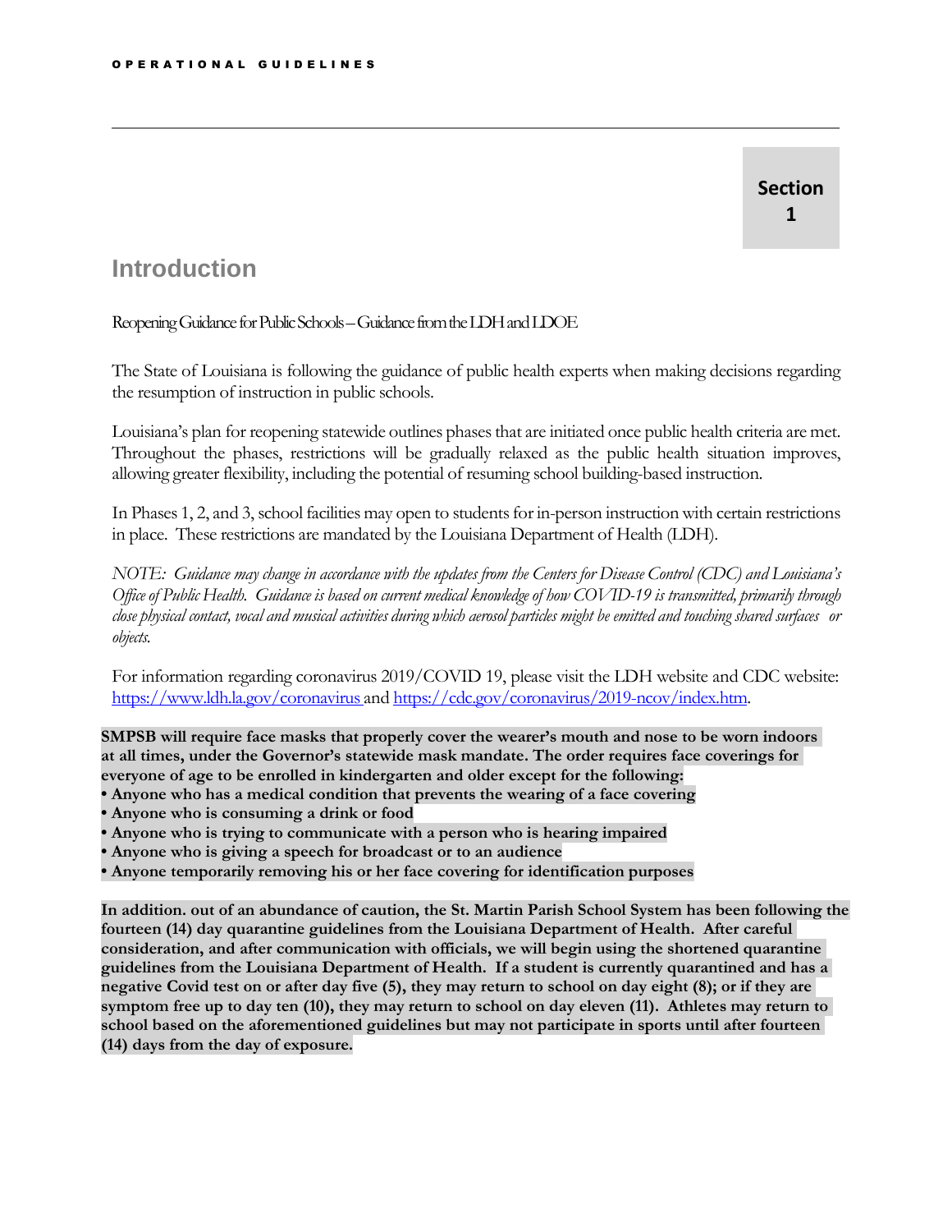**Section 1**

# Introduction

Reopening Guidance for Public Schools – Guidance from the LDH and LDOE

The State of Louisiana is following the guidance of public health experts when making decisions regarding the resumption of instruction in public schools.

Louisiana's plan for reopening statewide outlines phases that are initiated once public health criteria are met. Throughout the phases, restrictions will be gradually relaxed as the public health situation improves, allowing greater flexibility, including the potential of resuming school building-based instruction.

In Phases 1, 2, and 3, school facilities may open to students for in-person instruction with certain restrictions in place. These restrictions are mandated by the Louisiana Department of Health (LDH).

*NOTE: Guidance may change in accordance with the updates from the Centers for Disease Control (CDC) and Louisiana's Office of Public Health. Guidance is based on current medical knowledge of how COVID-19 is transmitted, primarily through close physical contact, vocal and musical activities during which aerosol particles might be emitted and touching shared surfaces or objects.*

For information regarding coronavirus 2019/COVID 19, please visit the LDH website and CDC website: [https://www.ldh.la.gov/coronavirus](https://www.ldh.la.gov/coronavirus) and [https://cdc.gov/coronavirus/2019-ncov/index.htm](https://cdc.gov/coronavirus/2019-ncov/index.htm).

**SMPSB will require face masks that properly cover the wearer's mouth and nose to be worn indoors at all times, under the Governor's statewide mask mandate. The order requires face coverings for everyone of age to be enrolled in kindergarten and older except for the following:**

- **Anyone who has a medical condition that prevents the wearing of a face covering**
- **Anyone who is consuming a drink or food**
- **Anyone who is trying to communicate with a person who is hearing impaired**
- **Anyone who is giving a speech for broadcast or to an audience**
- **Anyone temporarily removing his or her face covering for identification purposes**

**In addition. out of an abundance of caution, the St. Martin Parish School System has been following the fourteen (14) day quarantine guidelines from the Louisiana Department of Health. After careful consideration, and after communication with officials, we will begin using the shortened quarantine guidelines from the Louisiana Department of Health. If a student is currently quarantined and has a negative Covid test on or after day five (5), they may return to school on day eight (8); or if they are symptom free up to day ten (10), they may return to school on day eleven (11). Athletes may return to school based on the aforementioned guidelines but may not participate in sports until after fourteen (14) days from the day of exposure.**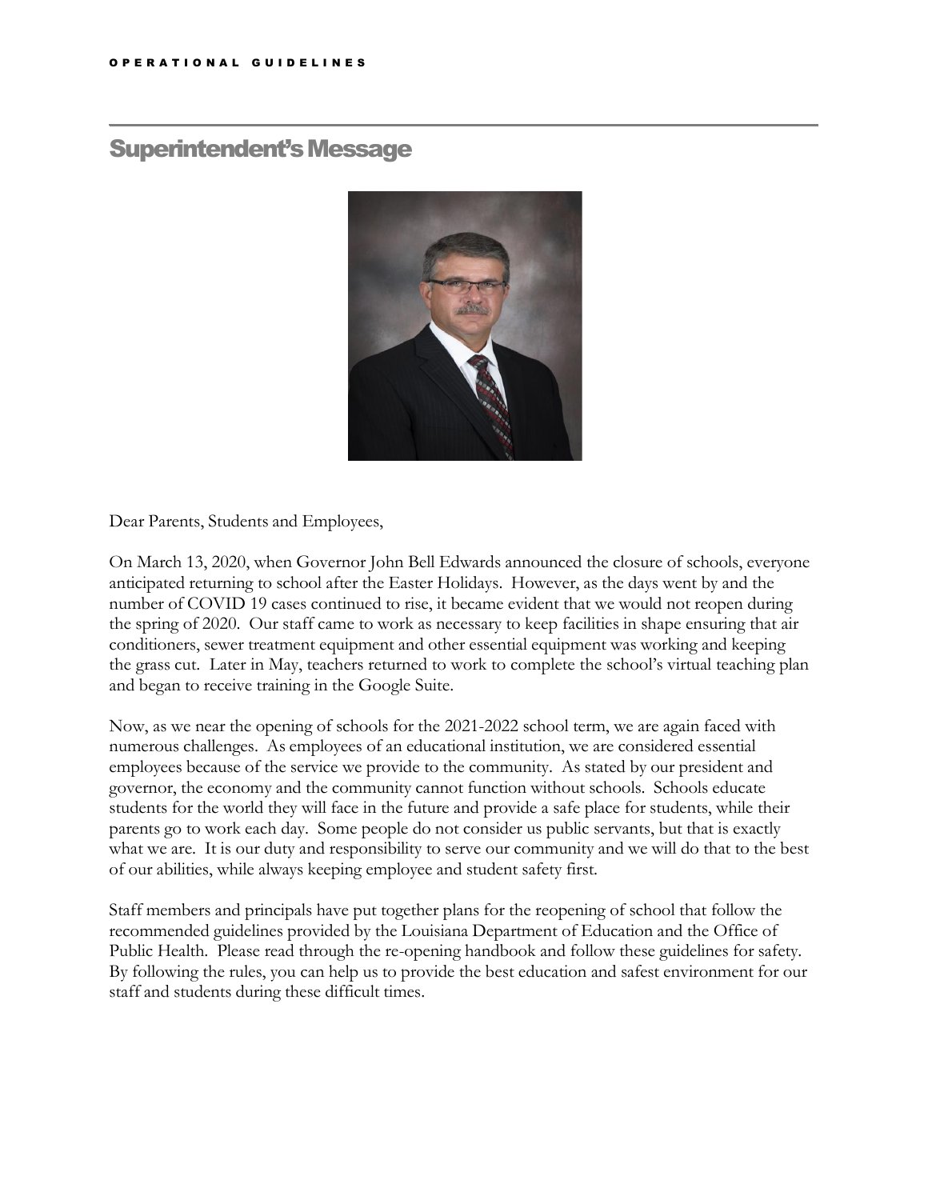## Superintendent's Message

Dear Parents, Students and Employees,

On March 13, 2020, when Governor John Bell Edwards announced the closure of schools, everyone anticipated returning to school after the Easter Holidays. However, as the days went by and the number of COVID 19 cases continued to rise, it became evident that we would not reopen during the spring of 2020. Our staff came to work as necessary to keep facilities in shape ensuring that air conditioners, sewer treatment equipment and other essential equipment was working and keeping the grass cut. Later in May, teachers returned to work to complete the school's virtual teaching plan and began to receive training in the Google Suite.

Now, as we near the opening of schools for the 2021-2022 school term, we are again faced with numerous challenges. As employees of an educational institution, we are considered essential employees because of the service we provide to the community. As stated by our president and governor, the economy and the community cannot function without schools. Schools educate students for the world they will face in the future and provide a safe place for students, while their parents go to work each day. Some people do not consider us public servants, but that is exactly what we are. It is our duty and responsibility to serve our community and we will do that to the best of our abilities, while always keeping employee and student safety first.

Staff members and principals have put together plans for the reopening of school that follow the recommended guidelines provided by the Louisiana Department of Education and the Office of Public Health. Please read through the re-opening handbook and follow these guidelines for safety. By following the rules, you can help us to provide the best education and safest environment for our staff and students during these difficult times.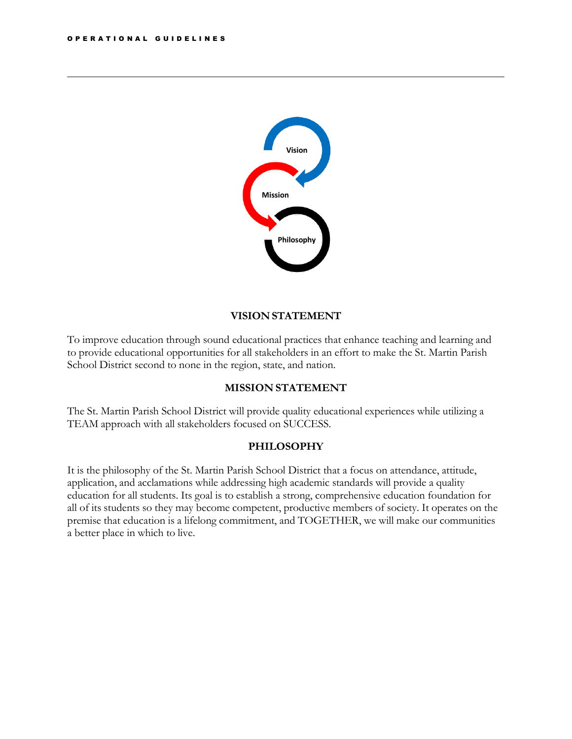Vision

Mission

Philosophy

## VISION STATEMENT

To improve education through sound educational practices that enhance teaching and learning and to provide educational opportunities for all stakeholders in an effort to make the St. Martin Parish School District second to none in the region, state, and nation.

## MISSION STATEMENT

The St. Martin Parish School District will provide quality educational experiences while utilizing a TEAM approach with all stakeholders focused on SUCCESS.

## PHILOSOPHY

It is the philosophy of the St. Martin Parish School District that a focus on attendance, attitude, application, and acclamations while addressing high academic standards will provide a quality education for all students. Its goal is to establish a strong, comprehensive education foundation for all of its students so they may become competent, productive members of society. It operates on the premise that education is a lifelong commitment, and TOGETHER, we will make our communities a better place in which to live.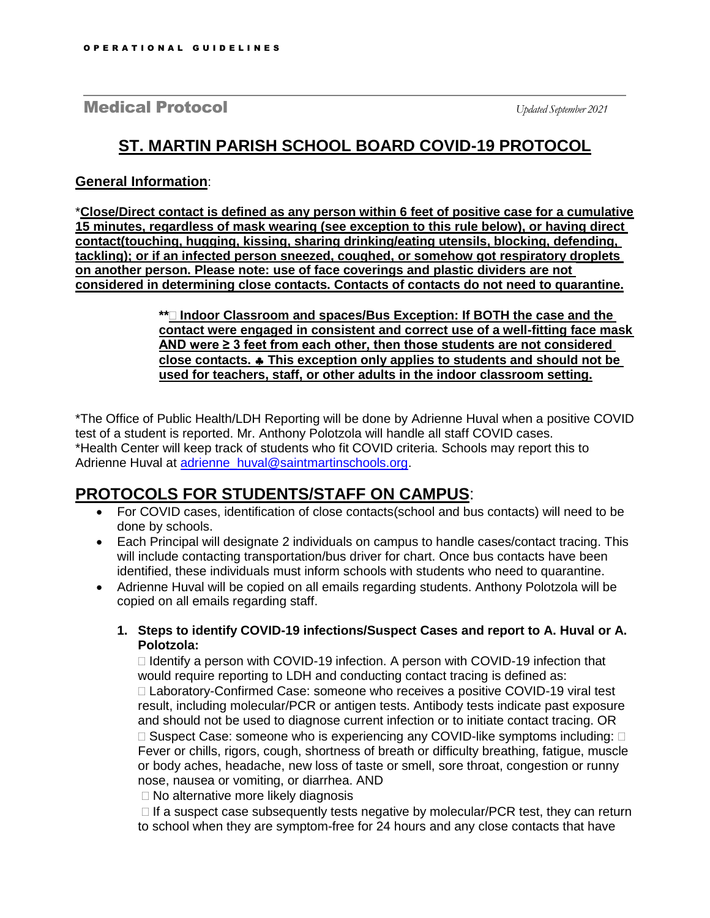OPERATIONAL GUIDELINES

## Medical Protocol

*Updated September 2021*

# ST. MARTIN PARISH SCHOOL BOARD COVID-19 PROTOCOL

**General Information**:

*__Close/Direct contact is defined as any person within 6 feet of positive case for a cumulative 15 minutes, regardless of mask wearing (see exception to this rule below), or having direct contact(touching, hugging, kissing, sharing drinking/eating utensils, blocking, defending, tackling); or if an infected person sneezed, coughed, or somehow got respiratory droplets on another person. Please note: use of face coverings and plastic dividers are not considered in determining close contacts. Contacts of contacts do not need to quarantine.__

> **** Indoor Classroom and spaces/Bus Exception: If BOTH the case and the contact were engaged in consistent and correct use of a well-fitting face mask AND were ≥ 3 feet from each other, then those students are not considered close contacts. ♣ This exception only applies to students and should not be used for teachers, staff, or other adults in the indoor classroom setting.**

*The Office of Public Health/LDH Reporting will be done by Adrienne Huval when a positive COVID test of a student is reported. Mr. Anthony Polotzola will handle all staff COVID cases.
*Health Center will keep track of students who fit COVID criteria. Schools may report this to Adrienne Huval at adrienne_huval@saintmartinschools.org.

## PROTOCOLS FOR STUDENTS/STAFF ON CAMPUS:

- For COVID cases, identification of close contacts(school and bus contacts) will need to be done by schools.
- Each Principal will designate 2 individuals on campus to handle cases/contact tracing. This will include contacting transportation/bus driver for chart. Once bus contacts have been identified, these individuals must inform schools with students who need to quarantine.
- Adrienne Huval will be copied on all emails regarding students. Anthony Polotzola will be copied on all emails regarding staff.

1. **Steps to identify COVID-19 infections/Suspect Cases and report to A. Huval or A. Polotzola:**

   - Identify a person with COVID-19 infection. A person with COVID-19 infection that would require reporting to LDH and conducting contact tracing is defined as:
   - Laboratory-Confirmed Case: someone who receives a positive COVID-19 viral test result, including molecular/PCR or antigen tests. Antibody tests indicate past exposure and should not be used to diagnose current infection or to initiate contact tracing. OR
   - Suspect Case: someone who is experiencing any COVID-like symptoms including: Fever or chills, rigors, cough, shortness of breath or difficulty breathing, fatigue, muscle or body aches, headache, new loss of taste or smell, sore throat, congestion or runny nose, nausea or vomiting, or diarrhea. AND
   - No alternative more likely diagnosis
   - If a suspect case subsequently tests negative by molecular/PCR test, they can return to school when they are symptom-free for 24 hours and any close contacts that have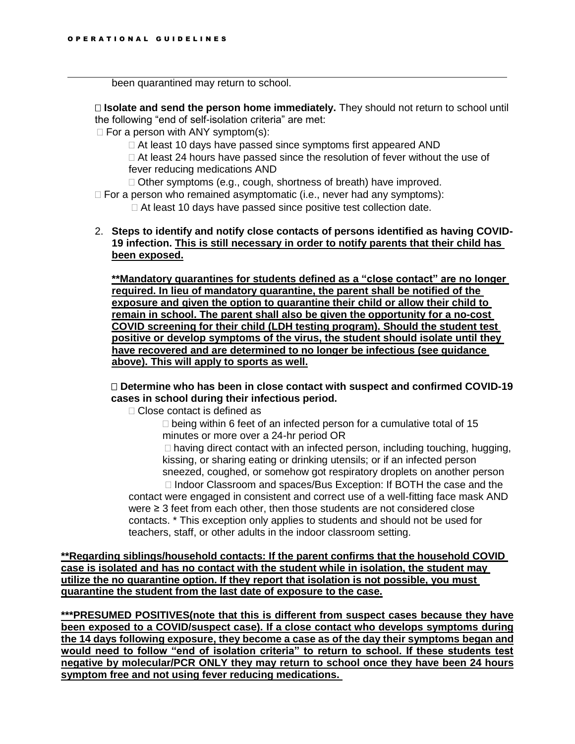been quarantined may return to school.

- **Isolate and send the person home immediately.** They should not return to school until the following "end of self-isolation criteria" are met:
  - For a person with ANY symptom(s):
    - At least 10 days have passed since symptoms first appeared AND
    - At least 24 hours have passed since the resolution of fever without the use of fever reducing medications AND
    - Other symptoms (e.g., cough, shortness of breath) have improved.
  - For a person who remained asymptomatic (i.e., never had any symptoms):
    - At least 10 days have passed since positive test collection date.

2. **Steps to identify and notify close contacts of persons identified as having COVID-19 infection. <u>This is still necessary in order to notify parents that their child has been exposed.</u>**

   **<u>**Mandatory quarantines for students defined as a "close contact" are no longer required. In lieu of mandatory quarantine, the parent shall be notified of the exposure and given the option to quarantine their child or allow their child to remain in school. The parent shall also be given the opportunity for a no-cost COVID screening for their child (LDH testing program). Should the student test positive or develop symptoms of the virus, the student should isolate until they have recovered and are determined to no longer be infectious (see guidance above). This will apply to sports as well.</u>**

   - **Determine who has been in close contact with suspect and confirmed COVID-19 cases in school during their infectious period.**
     - Close contact is defined as
       - being within 6 feet of an infected person for a cumulative total of 15 minutes or more over a 24-hr period OR
       - having direct contact with an infected person, including touching, hugging, kissing, or sharing eating or drinking utensils; or if an infected person sneezed, coughed, or somehow got respiratory droplets on another person
       - Indoor Classroom and spaces/Bus Exception: If BOTH the case and the contact were engaged in consistent and correct use of a well-fitting face mask AND were ≥ 3 feet from each other, then those students are not considered close contacts. * This exception only applies to students and should not be used for teachers, staff, or other adults in the indoor classroom setting.

**<u>**Regarding siblings/household contacts: If the parent confirms that the household COVID case is isolated and has no contact with the student while in isolation, the student may utilize the no quarantine option. If they report that isolation is not possible, you must quarantine the student from the last date of exposure to the case.</u>**

**<u>***PRESUMED POSITIVES(note that this is different from suspect cases because they have been exposed to a COVID/suspect case). If a close contact who develops symptoms during the 14 days following exposure, they become a case as of the day their symptoms began and would need to follow "end of isolation criteria" to return to school. If these students test negative by molecular/PCR ONLY they may return to school once they have been 24 hours symptom free and not using fever reducing medications.</u>**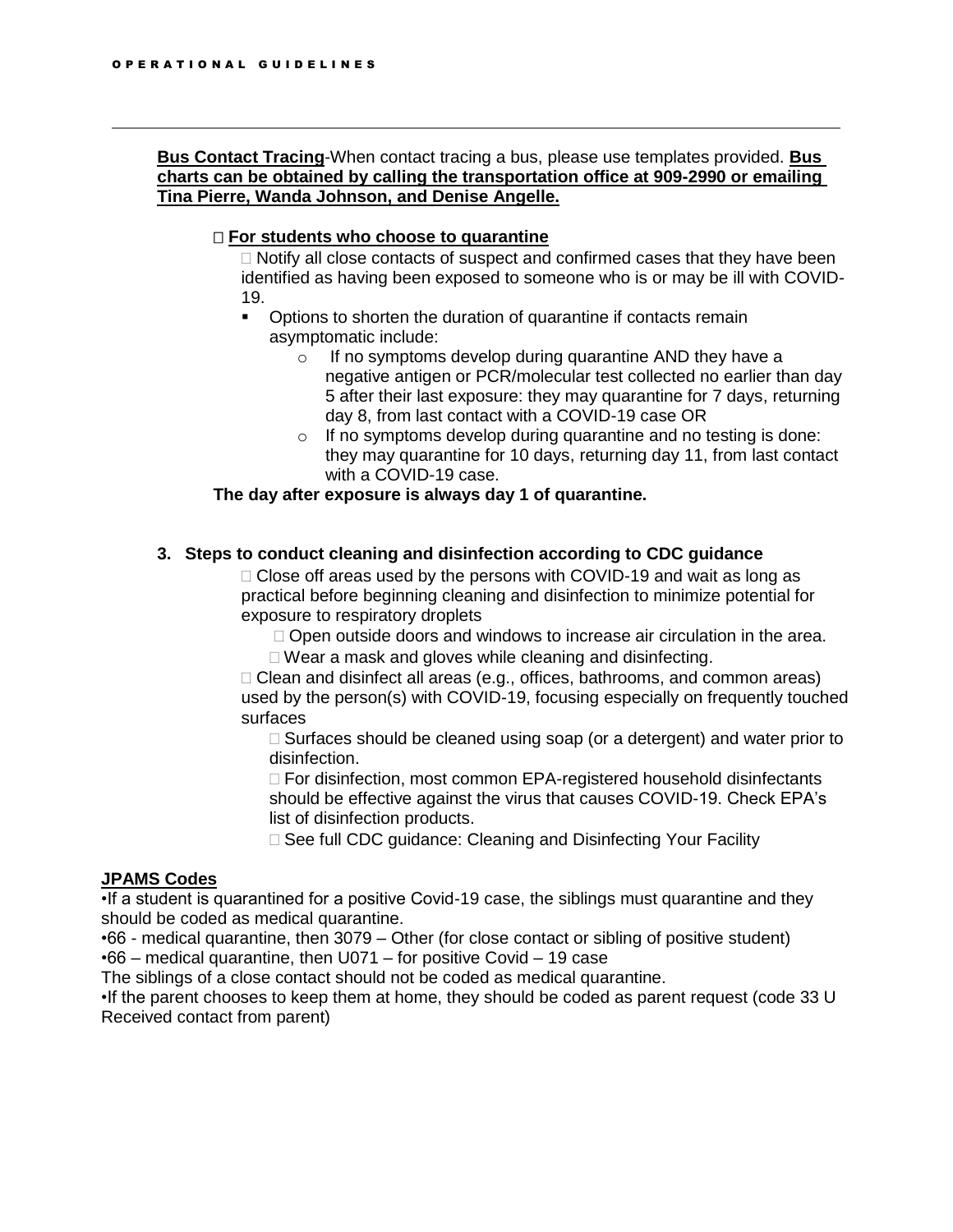**Bus Contact Tracing**-When contact tracing a bus, please use templates provided. **Bus charts can be obtained by calling the transportation office at 909-2990 or emailing Tina Pierre, Wanda Johnson, and Denise Angelle.**

- **For students who choose to quarantine**
  - Notify all close contacts of suspect and confirmed cases that they have been identified as having been exposed to someone who is or may be ill with COVID-19.
    - Options to shorten the duration of quarantine if contacts remain asymptomatic include:
      - If no symptoms develop during quarantine AND they have a negative antigen or PCR/molecular test collected no earlier than day 5 after their last exposure: they may quarantine for 7 days, returning day 8, from last contact with a COVID-19 case OR
      - If no symptoms develop during quarantine and no testing is done: they may quarantine for 10 days, returning day 11, from last contact with a COVID-19 case.

  **The day after exposure is always day 1 of quarantine.**

3. **Steps to conduct cleaning and disinfection according to CDC guidance**
   - Close off areas used by the persons with COVID-19 and wait as long as practical before beginning cleaning and disinfection to minimize potential for exposure to respiratory droplets
     - Open outside doors and windows to increase air circulation in the area.
     - Wear a mask and gloves while cleaning and disinfecting.
   - Clean and disinfect all areas (e.g., offices, bathrooms, and common areas) used by the person(s) with COVID-19, focusing especially on frequently touched surfaces
     - Surfaces should be cleaned using soap (or a detergent) and water prior to disinfection.
     - For disinfection, most common EPA-registered household disinfectants should be effective against the virus that causes COVID-19. Check EPA's list of disinfection products.
     - See full CDC guidance: Cleaning and Disinfecting Your Facility

**JPAMS Codes**

•If a student is quarantined for a positive Covid-19 case, the siblings must quarantine and they should be coded as medical quarantine.

•66 - medical quarantine, then 3079 – Other (for close contact or sibling of positive student)

•66 – medical quarantine, then U071 – for positive Covid – 19 case

The siblings of a close contact should not be coded as medical quarantine.

•If the parent chooses to keep them at home, they should be coded as parent request (code 33 U Received contact from parent)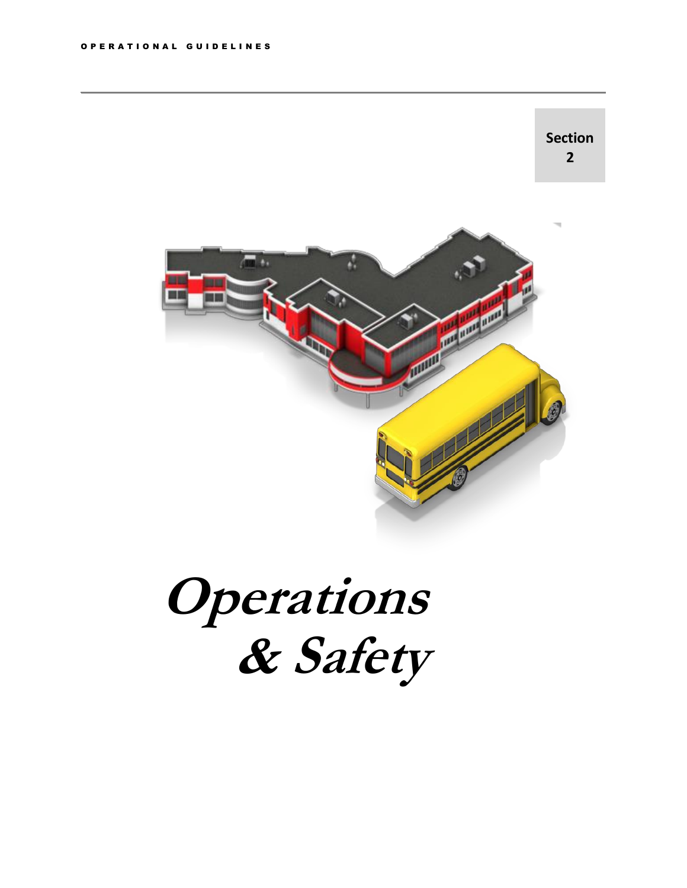Section 2

# Operations & Safety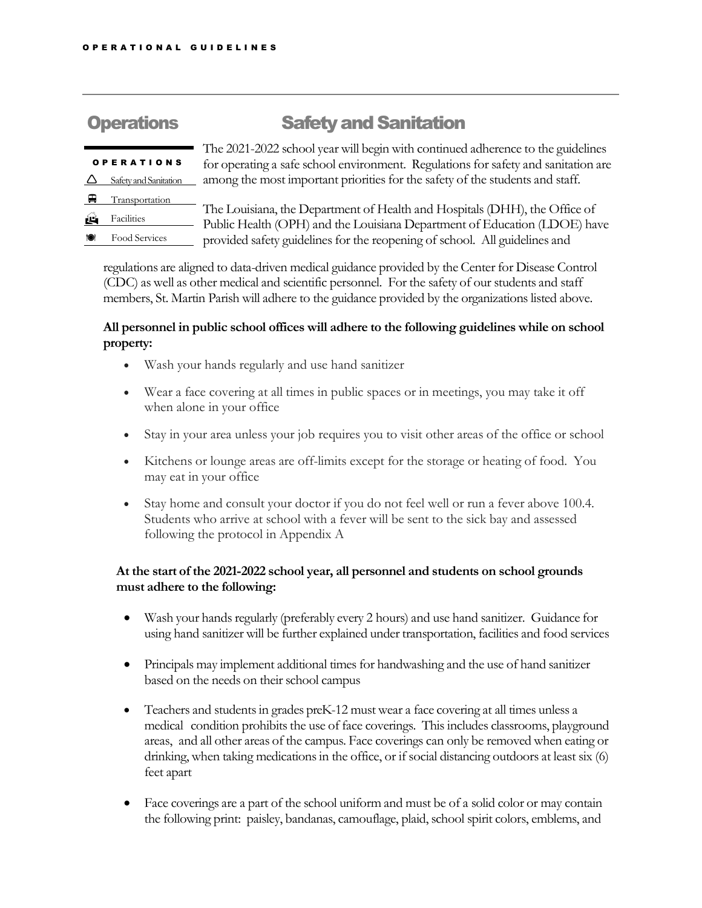## Operations

**OPERATIONS**

- Safety and Sanitation
- Transportation
- Facilities
- Food Services

## Safety and Sanitation

The 2021-2022 school year will begin with continued adherence to the guidelines for operating a safe school environment. Regulations for safety and sanitation are among the most important priorities for the safety of the students and staff.

The Louisiana, the Department of Health and Hospitals (DHH), the Office of Public Health (OPH) and the Louisiana Department of Education (LDOE) have provided safety guidelines for the reopening of school. All guidelines and regulations are aligned to data-driven medical guidance provided by the Center for Disease Control (CDC) as well as other medical and scientific personnel. For the safety of our students and staff members, St. Martin Parish will adhere to the guidance provided by the organizations listed above.

**All personnel in public school offices will adhere to the following guidelines while on school property:**

- Wash your hands regularly and use hand sanitizer
- Wear a face covering at all times in public spaces or in meetings, you may take it off when alone in your office
- Stay in your area unless your job requires you to visit other areas of the office or school
- Kitchens or lounge areas are off-limits except for the storage or heating of food. You may eat in your office
- Stay home and consult your doctor if you do not feel well or run a fever above 100.4. Students who arrive at school with a fever will be sent to the sick bay and assessed following the protocol in Appendix A

**At the start of the 2021-2022 school year, all personnel and students on school grounds must adhere to the following:**

- Wash your hands regularly (preferably every 2 hours) and use hand sanitizer. Guidance for using hand sanitizer will be further explained under transportation, facilities and food services
- Principals may implement additional times for handwashing and the use of hand sanitizer based on the needs on their school campus
- Teachers and students in grades preK-12 must wear a face covering at all times unless a medical condition prohibits the use of face coverings. This includes classrooms, playground areas, and all other areas of the campus. Face coverings can only be removed when eating or drinking, when taking medications in the office, or if social distancing outdoors at least six (6) feet apart
- Face coverings are a part of the school uniform and must be of a solid color or may contain the following print: paisley, bandanas, camouflage, plaid, school spirit colors, emblems, and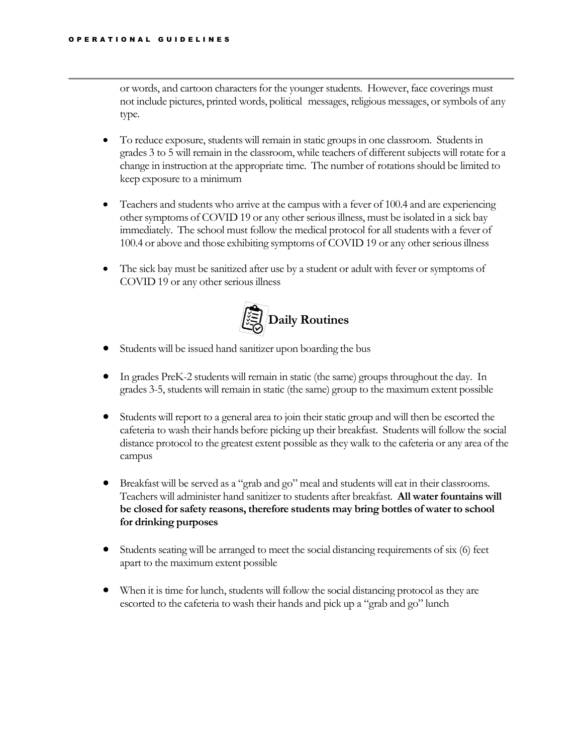or words, and cartoon characters for the younger students. However, face coverings must not include pictures, printed words, political messages, religious messages, or symbols of any type.

- To reduce exposure, students will remain in static groups in one classroom. Students in grades 3 to 5 will remain in the classroom, while teachers of different subjects will rotate for a change in instruction at the appropriate time. The number of rotations should be limited to keep exposure to a minimum

- Teachers and students who arrive at the campus with a fever of 100.4 and are experiencing other symptoms of COVID 19 or any other serious illness, must be isolated in a sick bay immediately. The school must follow the medical protocol for all students with a fever of 100.4 or above and those exhibiting symptoms of COVID 19 or any other serious illness

- The sick bay must be sanitized after use by a student or adult with fever or symptoms of COVID 19 or any other serious illness

## Daily Routines

- Students will be issued hand sanitizer upon boarding the bus

- In grades PreK-2 students will remain in static (the same) groups throughout the day. In grades 3-5, students will remain in static (the same) group to the maximum extent possible

- Students will report to a general area to join their static group and will then be escorted the cafeteria to wash their hands before picking up their breakfast. Students will follow the social distance protocol to the greatest extent possible as they walk to the cafeteria or any area of the campus

- Breakfast will be served as a "grab and go" meal and students will eat in their classrooms. Teachers will administer hand sanitizer to students after breakfast. **All water fountains will be closed for safety reasons, therefore students may bring bottles of water to school for drinking purposes**

- Students seating will be arranged to meet the social distancing requirements of six (6) feet apart to the maximum extent possible

- When it is time for lunch, students will follow the social distancing protocol as they are escorted to the cafeteria to wash their hands and pick up a "grab and go" lunch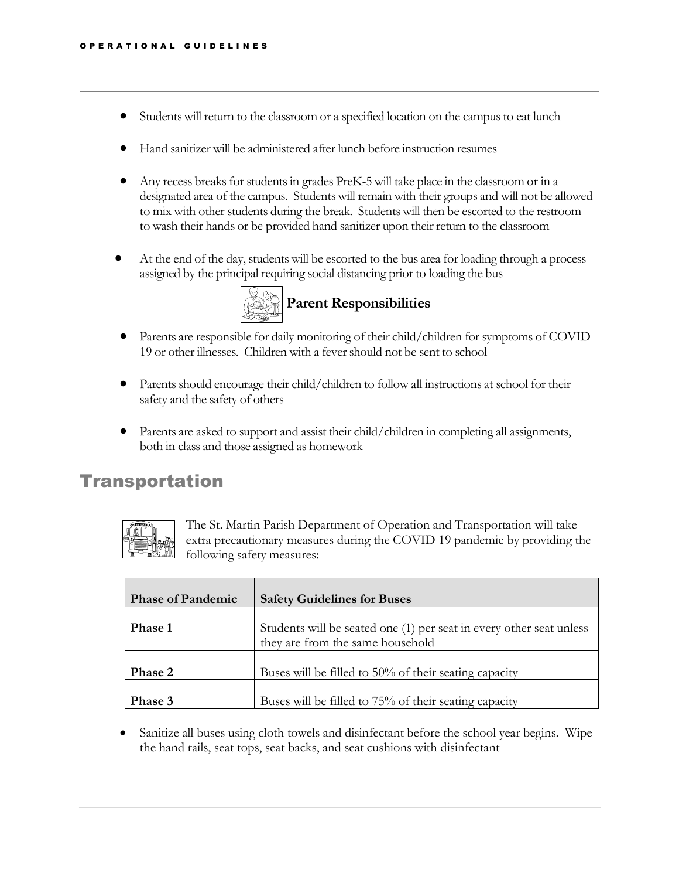- Students will return to the classroom or a specified location on the campus to eat lunch
- Hand sanitizer will be administered after lunch before instruction resumes
- Any recess breaks for students in grades PreK-5 will take place in the classroom or in a designated area of the campus. Students will remain with their groups and will not be allowed to mix with other students during the break. Students will then be escorted to the restroom to wash their hands or be provided hand sanitizer upon their return to the classroom
- At the end of the day, students will be escorted to the bus area for loading through a process assigned by the principal requiring social distancing prior to loading the bus

### Parent Responsibilities

- Parents are responsible for daily monitoring of their child/children for symptoms of COVID 19 or other illnesses. Children with a fever should not be sent to school
- Parents should encourage their child/children to follow all instructions at school for their safety and the safety of others
- Parents are asked to support and assist their child/children in completing all assignments, both in class and those assigned as homework

## Transportation

The St. Martin Parish Department of Operation and Transportation will take extra precautionary measures during the COVID 19 pandemic by providing the following safety measures:

| Phase of Pandemic | Safety Guidelines for Buses |
| --- | --- |
| **Phase 1** | Students will be seated one (1) per seat in every other seat unless they are from the same household |
| **Phase 2** | Buses will be filled to 50% of their seating capacity |
| **Phase 3** | Buses will be filled to 75% of their seating capacity |

- Sanitize all buses using cloth towels and disinfectant before the school year begins. Wipe the hand rails, seat tops, seat backs, and seat cushions with disinfectant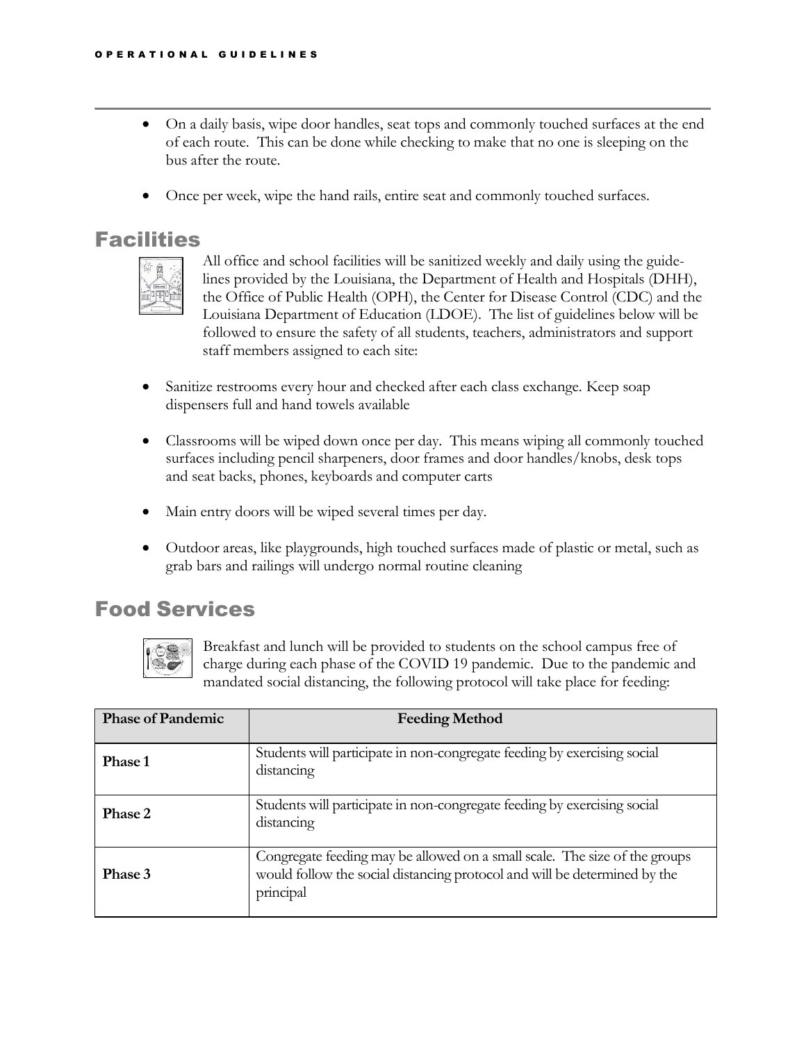- On a daily basis, wipe door handles, seat tops and commonly touched surfaces at the end of each route. This can be done while checking to make that no one is sleeping on the bus after the route.

- Once per week, wipe the hand rails, entire seat and commonly touched surfaces.

## Facilities

All office and school facilities will be sanitized weekly and daily using the guidelines provided by the Louisiana, the Department of Health and Hospitals (DHH), the Office of Public Health (OPH), the Center for Disease Control (CDC) and the Louisiana Department of Education (LDOE). The list of guidelines below will be followed to ensure the safety of all students, teachers, administrators and support staff members assigned to each site:

- Sanitize restrooms every hour and checked after each class exchange. Keep soap dispensers full and hand towels available

- Classrooms will be wiped down once per day. This means wiping all commonly touched surfaces including pencil sharpeners, door frames and door handles/knobs, desk tops and seat backs, phones, keyboards and computer carts

- Main entry doors will be wiped several times per day.

- Outdoor areas, like playgrounds, high touched surfaces made of plastic or metal, such as grab bars and railings will undergo normal routine cleaning

## Food Services

Breakfast and lunch will be provided to students on the school campus free of charge during each phase of the COVID 19 pandemic. Due to the pandemic and mandated social distancing, the following protocol will take place for feeding:

| Phase of Pandemic | Feeding Method |
|---|---|
| **Phase 1** | Students will participate in non-congregate feeding by exercising social distancing |
| **Phase 2** | Students will participate in non-congregate feeding by exercising social distancing |
| **Phase 3** | Congregate feeding may be allowed on a small scale. The size of the groups would follow the social distancing protocol and will be determined by the principal |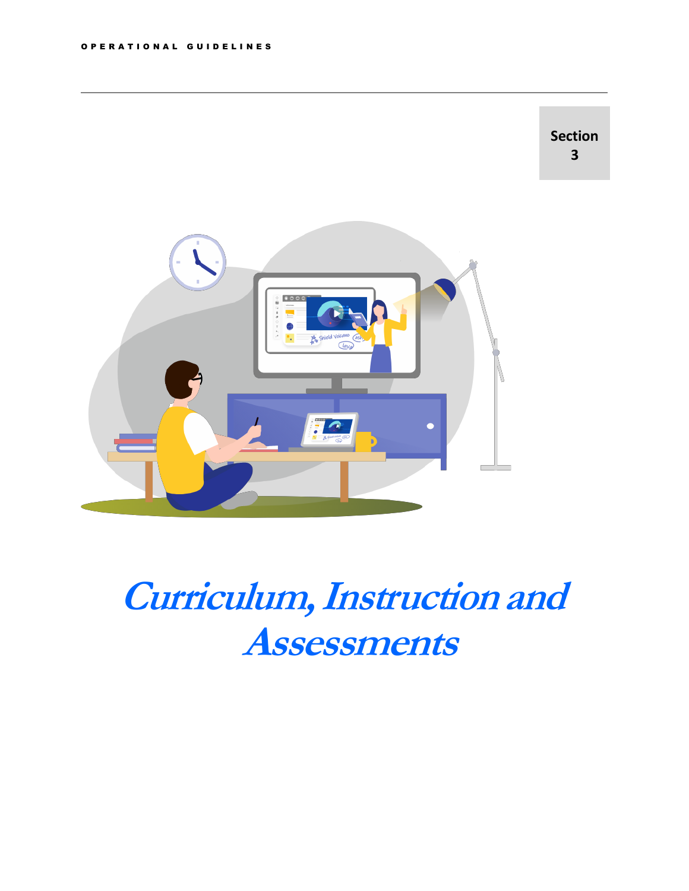Section 3

# Curriculum, Instruction and Assessments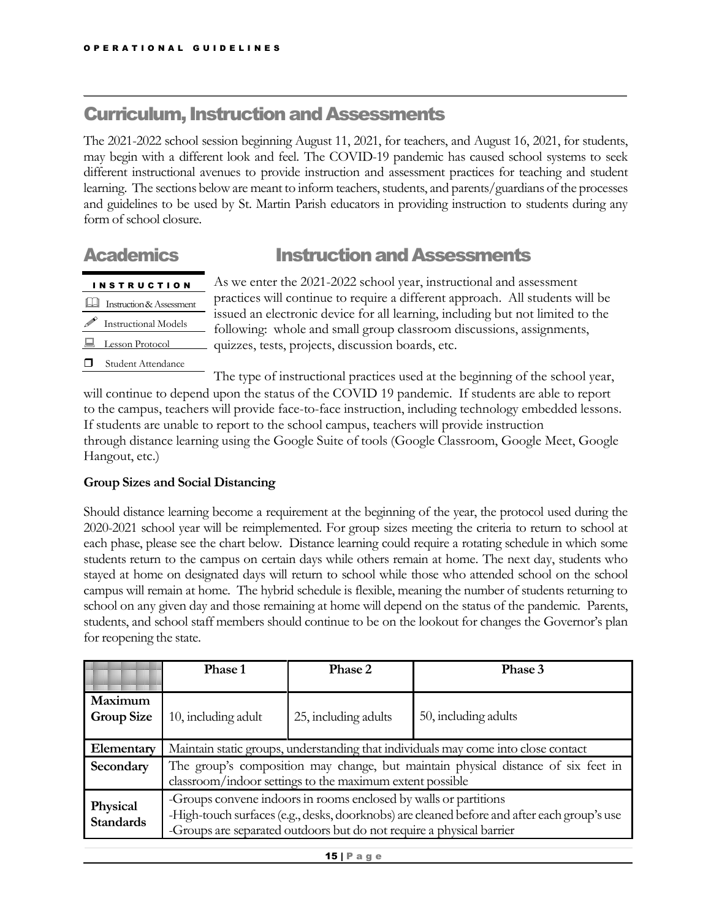## Curriculum, Instruction and Assessments

The 2021-2022 school session beginning August 11, 2021, for teachers, and August 16, 2021, for students, may begin with a different look and feel. The COVID-19 pandemic has caused school systems to seek different instructional avenues to provide instruction and assessment practices for teaching and student learning. The sections below are meant to inform teachers, students, and parents/guardians of the processes and guidelines to be used by St. Martin Parish educators in providing instruction to students during any form of school closure.

## Academics

**INSTRUCTION**

- Instruction & Assessment
- Instructional Models
- Lesson Protocol
- Student Attendance

## Instruction and Assessments

As we enter the 2021-2022 school year, instructional and assessment practices will continue to require a different approach. All students will be issued an electronic device for all learning, including but not limited to the following: whole and small group classroom discussions, assignments, quizzes, tests, projects, discussion boards, etc.

The type of instructional practices used at the beginning of the school year, will continue to depend upon the status of the COVID 19 pandemic. If students are able to report to the campus, teachers will provide face-to-face instruction, including technology embedded lessons. If students are unable to report to the school campus, teachers will provide instruction through distance learning using the Google Suite of tools (Google Classroom, Google Meet, Google Hangout, etc.)

**Group Sizes and Social Distancing**

Should distance learning become a requirement at the beginning of the year, the protocol used during the 2020-2021 school year will be reimplemented. For group sizes meeting the criteria to return to school at each phase, please see the chart below. Distance learning could require a rotating schedule in which some students return to the campus on certain days while others remain at home. The next day, students who stayed at home on designated days will return to school while those who attended school on the school campus will remain at home. The hybrid schedule is flexible, meaning the number of students returning to school on any given day and those remaining at home will depend on the status of the pandemic. Parents, students, and school staff members should continue to be on the lookout for changes the Governor's plan for reopening the state.

| | Phase 1 | Phase 2 | Phase 3 |
|---|---|---|---|
| **Maximum Group Size** | 10, including adult | 25, including adults | 50, including adults |
| **Elementary** | Maintain static groups, understanding that individuals may come into close contact | | |
| **Secondary** | The group's composition may change, but maintain physical distance of six feet in classroom/indoor settings to the maximum extent possible | | |
| **Physical Standards** | -Groups convene indoors in rooms enclosed by walls or partitions<br>-High-touch surfaces (e.g., desks, doorknobs) are cleaned before and after each group's use<br>-Groups are separated outdoors but do not require a physical barrier | | |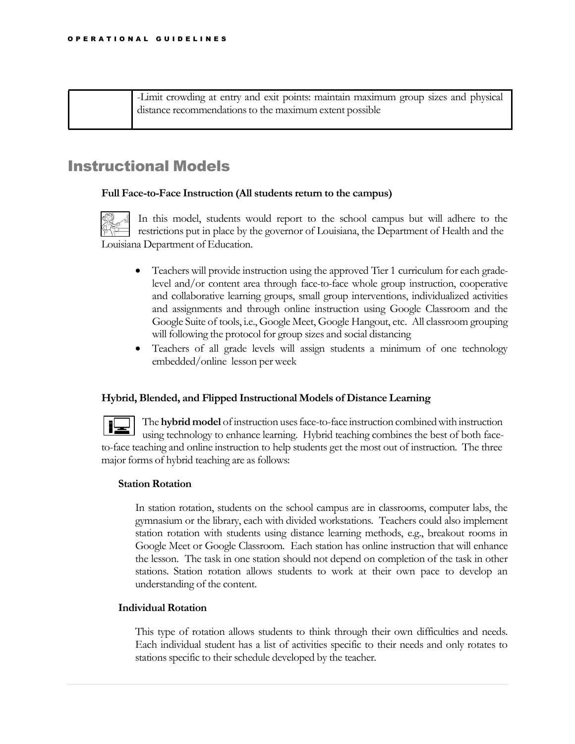| | -Limit crowding at entry and exit points: maintain maximum group sizes and physical distance recommendations to the maximum extent possible |
|---|---|

## Instructional Models

**Full Face-to-Face Instruction (All students return to the campus)**

In this model, students would report to the school campus but will adhere to the restrictions put in place by the governor of Louisiana, the Department of Health and the Louisiana Department of Education.

- Teachers will provide instruction using the approved Tier 1 curriculum for each grade-level and/or content area through face-to-face whole group instruction, cooperative and collaborative learning groups, small group interventions, individualized activities and assignments and through online instruction using Google Classroom and the Google Suite of tools, i.e., Google Meet, Google Hangout, etc. All classroom grouping will following the protocol for group sizes and social distancing
- Teachers of all grade levels will assign students a minimum of one technology embedded/online lesson per week

**Hybrid, Blended, and Flipped Instructional Models of Distance Learning**

The **hybrid model** of instruction uses face-to-face instruction combined with instruction using technology to enhance learning. Hybrid teaching combines the best of both face-to-face teaching and online instruction to help students get the most out of instruction. The three major forms of hybrid teaching are as follows:

**Station Rotation**

In station rotation, students on the school campus are in classrooms, computer labs, the gymnasium or the library, each with divided workstations. Teachers could also implement station rotation with students using distance learning methods, e.g., breakout rooms in Google Meet or Google Classroom. Each station has online instruction that will enhance the lesson. The task in one station should not depend on completion of the task in other stations. Station rotation allows students to work at their own pace to develop an understanding of the content.

**Individual Rotation**

This type of rotation allows students to think through their own difficulties and needs. Each individual student has a list of activities specific to their needs and only rotates to stations specific to their schedule developed by the teacher.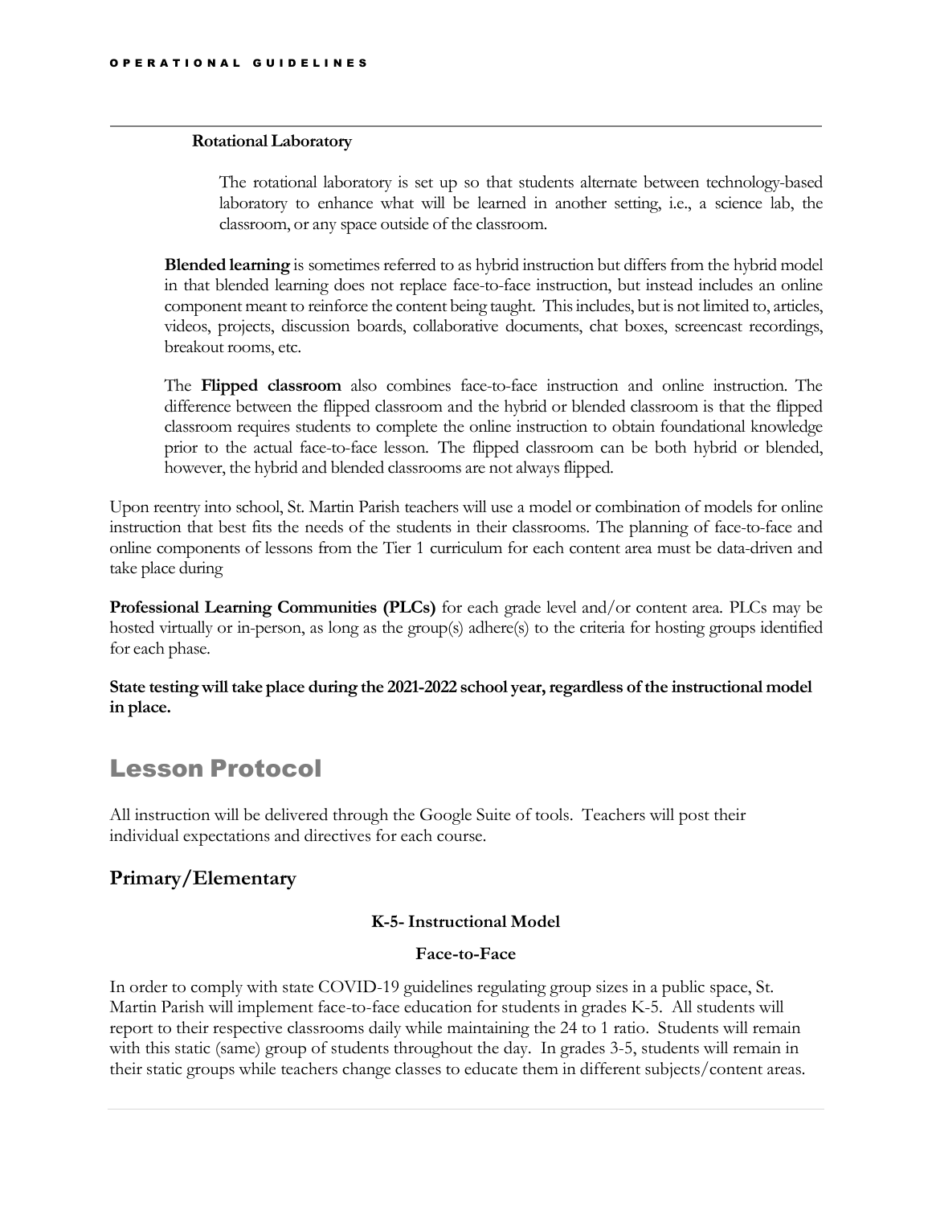**Rotational Laboratory**

The rotational laboratory is set up so that students alternate between technology-based laboratory to enhance what will be learned in another setting, i.e., a science lab, the classroom, or any space outside of the classroom.

**Blended learning** is sometimes referred to as hybrid instruction but differs from the hybrid model in that blended learning does not replace face-to-face instruction, but instead includes an online component meant to reinforce the content being taught. This includes, but is not limited to, articles, videos, projects, discussion boards, collaborative documents, chat boxes, screencast recordings, breakout rooms, etc.

The **Flipped classroom** also combines face-to-face instruction and online instruction. The difference between the flipped classroom and the hybrid or blended classroom is that the flipped classroom requires students to complete the online instruction to obtain foundational knowledge prior to the actual face-to-face lesson. The flipped classroom can be both hybrid or blended, however, the hybrid and blended classrooms are not always flipped.

Upon reentry into school, St. Martin Parish teachers will use a model or combination of models for online instruction that best fits the needs of the students in their classrooms. The planning of face-to-face and online components of lessons from the Tier 1 curriculum for each content area must be data-driven and take place during

**Professional Learning Communities (PLCs)** for each grade level and/or content area. PLCs may be hosted virtually or in-person, as long as the group(s) adhere(s) to the criteria for hosting groups identified for each phase.

**State testing will take place during the 2021-2022 school year, regardless of the instructional model in place.**

# Lesson Protocol

All instruction will be delivered through the Google Suite of tools. Teachers will post their individual expectations and directives for each course.

## Primary/Elementary

**K-5- Instructional Model**

**Face-to-Face**

In order to comply with state COVID-19 guidelines regulating group sizes in a public space, St. Martin Parish will implement face-to-face education for students in grades K-5. All students will report to their respective classrooms daily while maintaining the 24 to 1 ratio. Students will remain with this static (same) group of students throughout the day. In grades 3-5, students will remain in their static groups while teachers change classes to educate them in different subjects/content areas.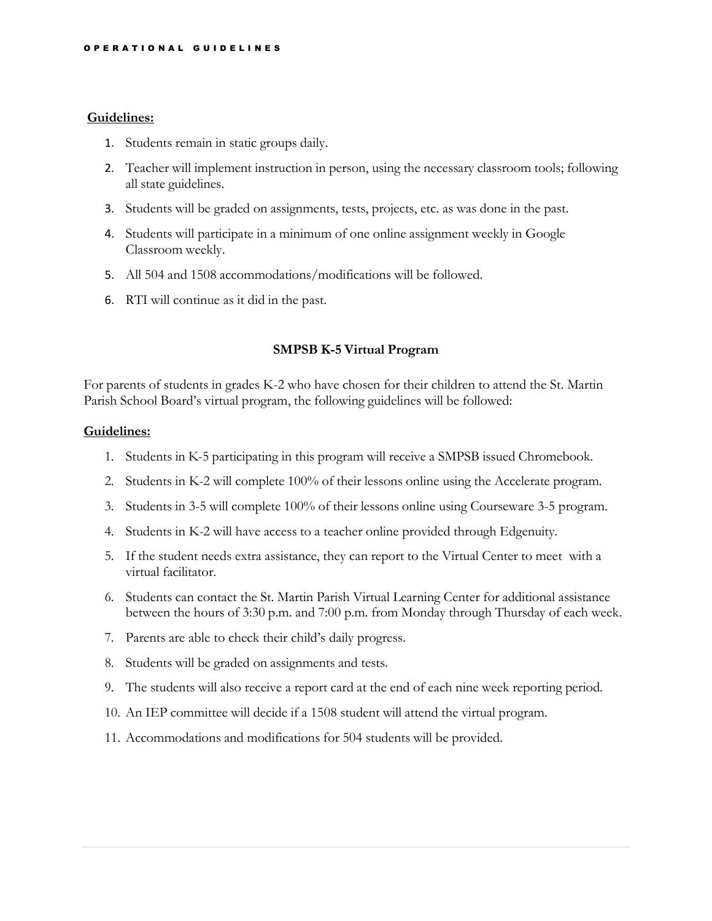**Guidelines:**

1. Students remain in static groups daily.
2. Teacher will implement instruction in person, using the necessary classroom tools; following all state guidelines.
3. Students will be graded on assignments, tests, projects, etc. as was done in the past.
4. Students will participate in a minimum of one online assignment weekly in Google Classroom weekly.
5. All 504 and 1508 accommodations/modifications will be followed.
6. RTI will continue as it did in the past.

**SMPSB K-5 Virtual Program**

For parents of students in grades K-2 who have chosen for their children to attend the St. Martin Parish School Board's virtual program, the following guidelines will be followed:

**Guidelines:**

1. Students in K-5 participating in this program will receive a SMPSB issued Chromebook.
2. Students in K-2 will complete 100% of their lessons online using the Accelerate program.
3. Students in 3-5 will complete 100% of their lessons online using Courseware 3-5 program.
4. Students in K-2 will have access to a teacher online provided through Edgenuity.
5. If the student needs extra assistance, they can report to the Virtual Center to meet with a virtual facilitator.
6. Students can contact the St. Martin Parish Virtual Learning Center for additional assistance between the hours of 3:30 p.m. and 7:00 p.m. from Monday through Thursday of each week.
7. Parents are able to check their child's daily progress.
8. Students will be graded on assignments and tests.
9. The students will also receive a report card at the end of each nine week reporting period.
10. An IEP committee will decide if a 1508 student will attend the virtual program.
11. Accommodations and modifications for 504 students will be provided.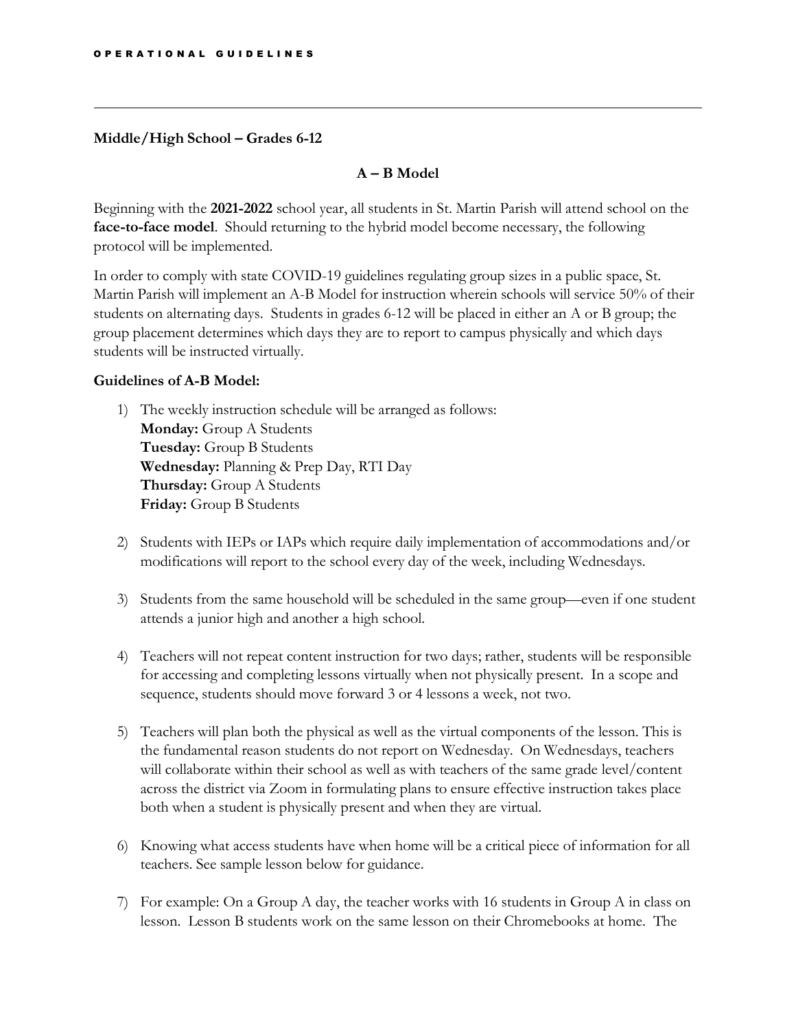**Middle/High School – Grades 6-12**

**A – B Model**

Beginning with the **2021-2022** school year, all students in St. Martin Parish will attend school on the **face-to-face model**. Should returning to the hybrid model become necessary, the following protocol will be implemented.

In order to comply with state COVID-19 guidelines regulating group sizes in a public space, St. Martin Parish will implement an A-B Model for instruction wherein schools will service 50% of their students on alternating days. Students in grades 6-12 will be placed in either an A or B group; the group placement determines which days they are to report to campus physically and which days students will be instructed virtually.

**Guidelines of A-B Model:**

1) The weekly instruction schedule will be arranged as follows:
   **Monday:** Group A Students
   **Tuesday:** Group B Students
   **Wednesday:** Planning & Prep Day, RTI Day
   **Thursday:** Group A Students
   **Friday:** Group B Students

2) Students with IEPs or IAPs which require daily implementation of accommodations and/or modifications will report to the school every day of the week, including Wednesdays.

3) Students from the same household will be scheduled in the same group—even if one student attends a junior high and another a high school.

4) Teachers will not repeat content instruction for two days; rather, students will be responsible for accessing and completing lessons virtually when not physically present. In a scope and sequence, students should move forward 3 or 4 lessons a week, not two.

5) Teachers will plan both the physical as well as the virtual components of the lesson. This is the fundamental reason students do not report on Wednesday. On Wednesdays, teachers will collaborate within their school as well as with teachers of the same grade level/content across the district via Zoom in formulating plans to ensure effective instruction takes place both when a student is physically present and when they are virtual.

6) Knowing what access students have when home will be a critical piece of information for all teachers. See sample lesson below for guidance.

7) For example: On a Group A day, the teacher works with 16 students in Group A in class on lesson. Lesson B students work on the same lesson on their Chromebooks at home. The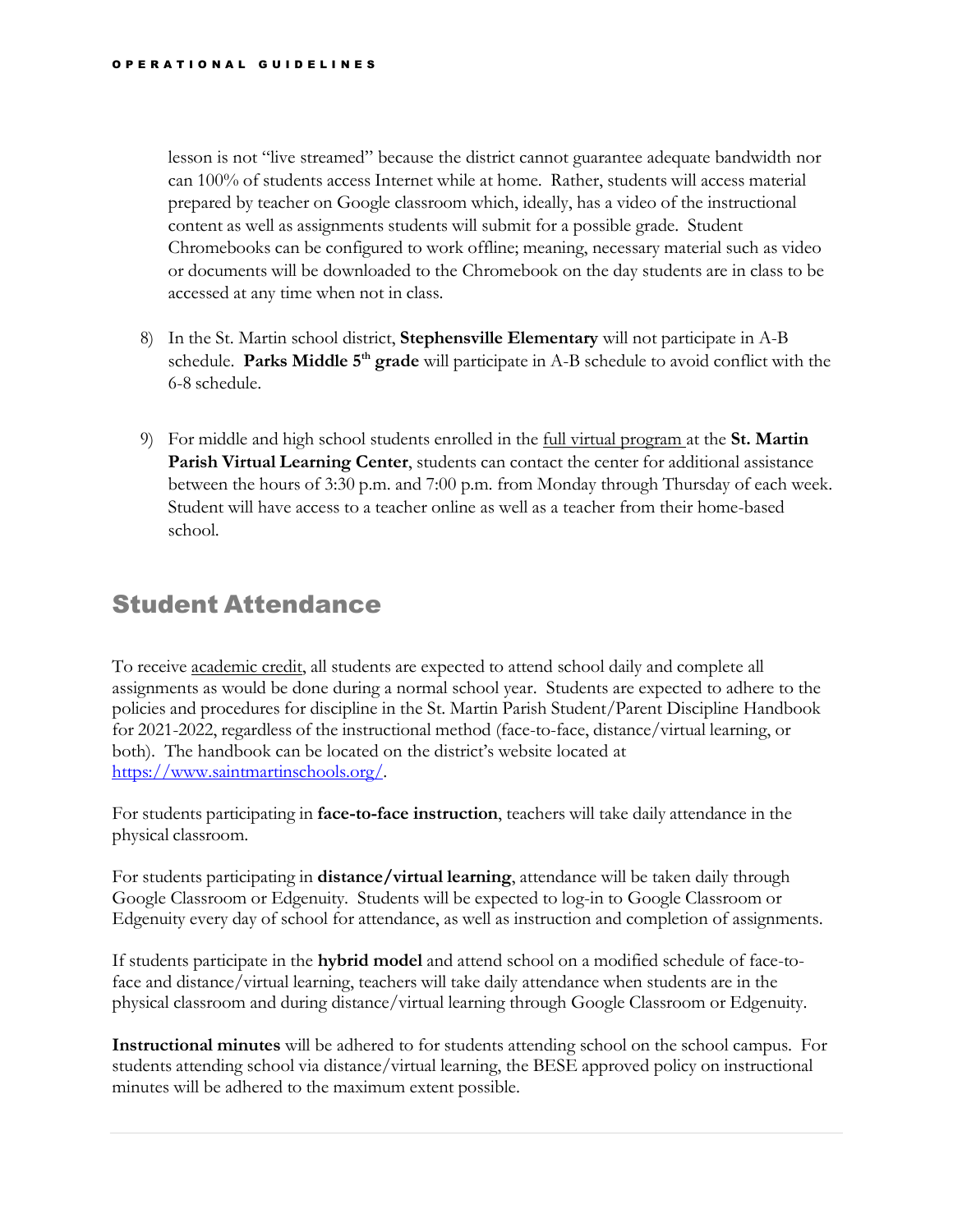lesson is not "live streamed" because the district cannot guarantee adequate bandwidth nor can 100% of students access Internet while at home. Rather, students will access material prepared by teacher on Google classroom which, ideally, has a video of the instructional content as well as assignments students will submit for a possible grade. Student Chromebooks can be configured to work offline; meaning, necessary material such as video or documents will be downloaded to the Chromebook on the day students are in class to be accessed at any time when not in class.

8) In the St. Martin school district, **Stephensville Elementary** will not participate in A-B schedule. **Parks Middle 5th grade** will participate in A-B schedule to avoid conflict with the 6-8 schedule.

9) For middle and high school students enrolled in the full virtual program at the **St. Martin Parish Virtual Learning Center**, students can contact the center for additional assistance between the hours of 3:30 p.m. and 7:00 p.m. from Monday through Thursday of each week. Student will have access to a teacher online as well as a teacher from their home-based school.

## Student Attendance

To receive academic credit, all students are expected to attend school daily and complete all assignments as would be done during a normal school year. Students are expected to adhere to the policies and procedures for discipline in the St. Martin Parish Student/Parent Discipline Handbook for 2021-2022, regardless of the instructional method (face-to-face, distance/virtual learning, or both). The handbook can be located on the district's website located at https://www.saintmartinschools.org/.

For students participating in **face-to-face instruction**, teachers will take daily attendance in the physical classroom.

For students participating in **distance/virtual learning**, attendance will be taken daily through Google Classroom or Edgenuity. Students will be expected to log-in to Google Classroom or Edgenuity every day of school for attendance, as well as instruction and completion of assignments.

If students participate in the **hybrid model** and attend school on a modified schedule of face-to-face and distance/virtual learning, teachers will take daily attendance when students are in the physical classroom and during distance/virtual learning through Google Classroom or Edgenuity.

**Instructional minutes** will be adhered to for students attending school on the school campus. For students attending school via distance/virtual learning, the BESE approved policy on instructional minutes will be adhered to the maximum extent possible.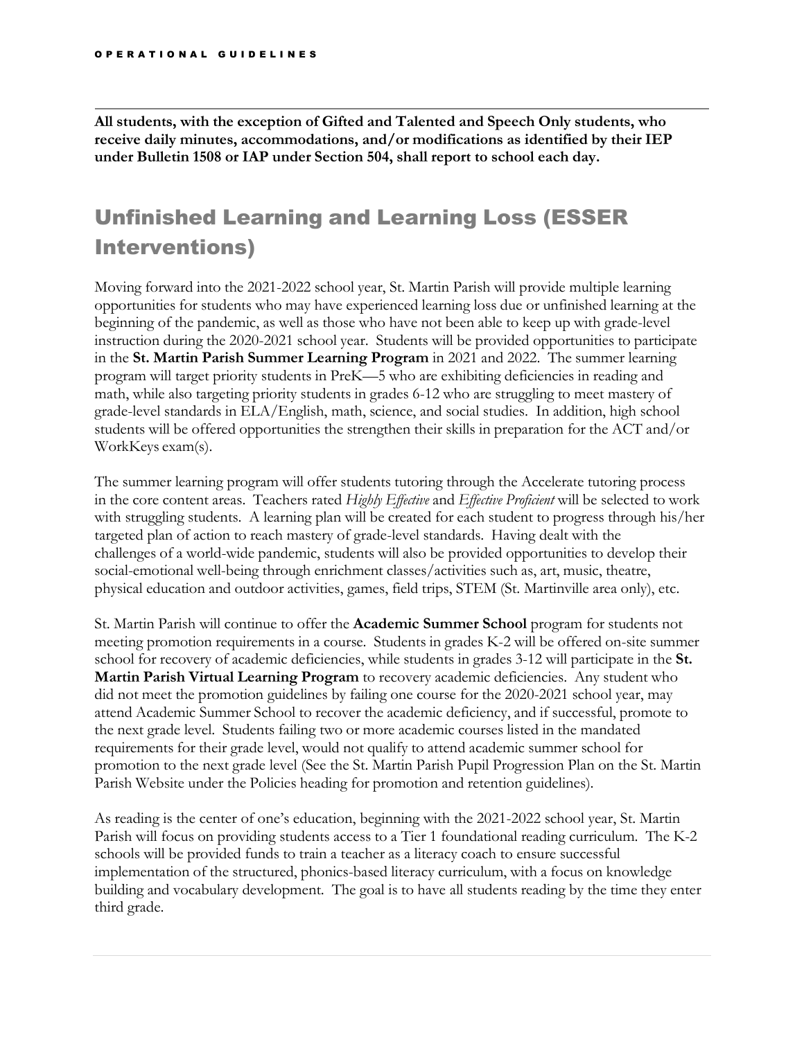**All students, with the exception of Gifted and Talented and Speech Only students, who receive daily minutes, accommodations, and/or modifications as identified by their IEP under Bulletin 1508 or IAP under Section 504, shall report to school each day.**

## Unfinished Learning and Learning Loss (ESSER Interventions)

Moving forward into the 2021-2022 school year, St. Martin Parish will provide multiple learning opportunities for students who may have experienced learning loss due or unfinished learning at the beginning of the pandemic, as well as those who have not been able to keep up with grade-level instruction during the 2020-2021 school year. Students will be provided opportunities to participate in the **St. Martin Parish Summer Learning Program** in 2021 and 2022. The summer learning program will target priority students in PreK—5 who are exhibiting deficiencies in reading and math, while also targeting priority students in grades 6-12 who are struggling to meet mastery of grade-level standards in ELA/English, math, science, and social studies. In addition, high school students will be offered opportunities the strengthen their skills in preparation for the ACT and/or WorkKeys exam(s).

The summer learning program will offer students tutoring through the Accelerate tutoring process in the core content areas. Teachers rated *Highly Effective* and *Effective Proficient* will be selected to work with struggling students. A learning plan will be created for each student to progress through his/her targeted plan of action to reach mastery of grade-level standards. Having dealt with the challenges of a world-wide pandemic, students will also be provided opportunities to develop their social-emotional well-being through enrichment classes/activities such as, art, music, theatre, physical education and outdoor activities, games, field trips, STEM (St. Martinville area only), etc.

St. Martin Parish will continue to offer the **Academic Summer School** program for students not meeting promotion requirements in a course. Students in grades K-2 will be offered on-site summer school for recovery of academic deficiencies, while students in grades 3-12 will participate in the **St. Martin Parish Virtual Learning Program** to recovery academic deficiencies. Any student who did not meet the promotion guidelines by failing one course for the 2020-2021 school year, may attend Academic Summer School to recover the academic deficiency, and if successful, promote to the next grade level. Students failing two or more academic courses listed in the mandated requirements for their grade level, would not qualify to attend academic summer school for promotion to the next grade level (See the St. Martin Parish Pupil Progression Plan on the St. Martin Parish Website under the Policies heading for promotion and retention guidelines).

As reading is the center of one's education, beginning with the 2021-2022 school year, St. Martin Parish will focus on providing students access to a Tier 1 foundational reading curriculum. The K-2 schools will be provided funds to train a teacher as a literacy coach to ensure successful implementation of the structured, phonics-based literacy curriculum, with a focus on knowledge building and vocabulary development. The goal is to have all students reading by the time they enter third grade.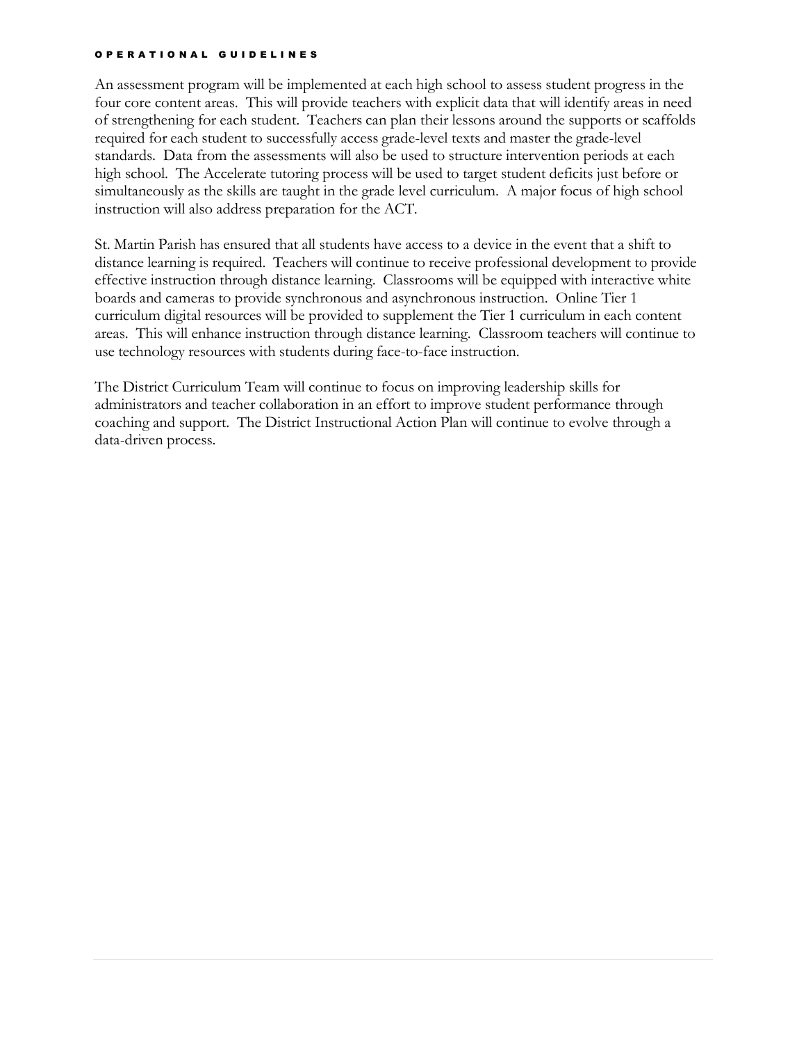An assessment program will be implemented at each high school to assess student progress in the four core content areas. This will provide teachers with explicit data that will identify areas in need of strengthening for each student. Teachers can plan their lessons around the supports or scaffolds required for each student to successfully access grade-level texts and master the grade-level standards. Data from the assessments will also be used to structure intervention periods at each high school. The Accelerate tutoring process will be used to target student deficits just before or simultaneously as the skills are taught in the grade level curriculum. A major focus of high school instruction will also address preparation for the ACT.

St. Martin Parish has ensured that all students have access to a device in the event that a shift to distance learning is required. Teachers will continue to receive professional development to provide effective instruction through distance learning. Classrooms will be equipped with interactive white boards and cameras to provide synchronous and asynchronous instruction. Online Tier 1 curriculum digital resources will be provided to supplement the Tier 1 curriculum in each content areas. This will enhance instruction through distance learning. Classroom teachers will continue to use technology resources with students during face-to-face instruction.

The District Curriculum Team will continue to focus on improving leadership skills for administrators and teacher collaboration in an effort to improve student performance through coaching and support. The District Instructional Action Plan will continue to evolve through a data-driven process.